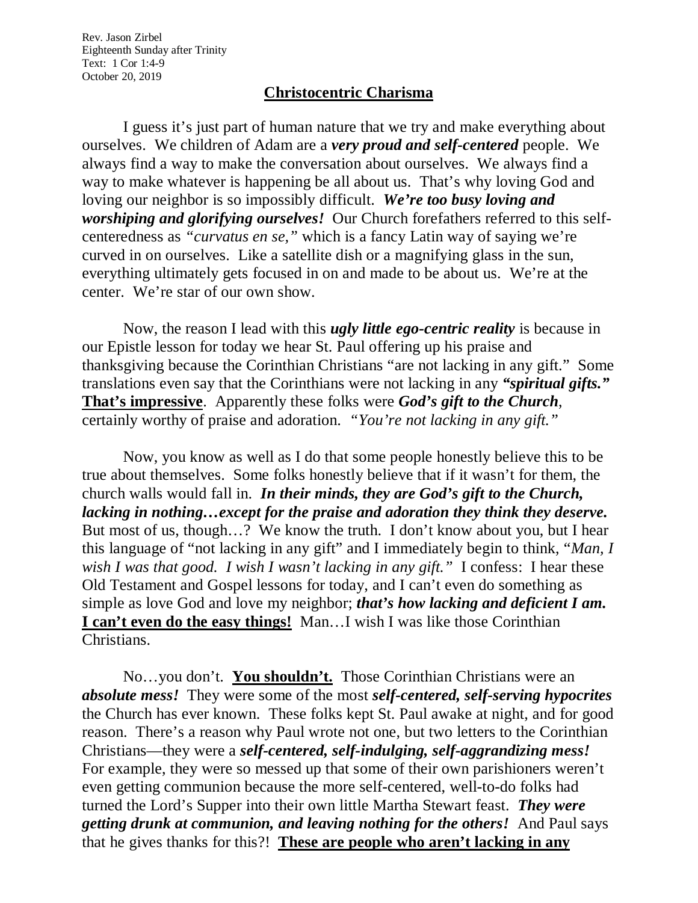Rev. Jason Zirbel
Eighteenth Sunday after Trinity
Text: 1 Cor 1:4-9
October 20, 2019

## Christocentric Charisma

I guess it's just part of human nature that we try and make everything about ourselves. We children of Adam are a ***very proud and self-centered*** people. We always find a way to make the conversation about ourselves. We always find a way to make whatever is happening be all about us. That's why loving God and loving our neighbor is so impossibly difficult. ***We're too busy loving and worshiping and glorifying ourselves!*** Our Church forefathers referred to this self-centeredness as *"curvatus en se,"* which is a fancy Latin way of saying we're curved in on ourselves. Like a satellite dish or a magnifying glass in the sun, everything ultimately gets focused in on and made to be about us. We're at the center. We're star of our own show.

Now, the reason I lead with this ***ugly little ego-centric reality*** is because in our Epistle lesson for today we hear St. Paul offering up his praise and thanksgiving because the Corinthian Christians "are not lacking in any gift." Some translations even say that the Corinthians were not lacking in any ***"spiritual gifts."*** <u>**That's impressive**</u>. Apparently these folks were ***God's gift to the Church***, certainly worthy of praise and adoration. *"You're not lacking in any gift."*

Now, you know as well as I do that some people honestly believe this to be true about themselves. Some folks honestly believe that if it wasn't for them, the church walls would fall in. ***In their minds, they are God's gift to the Church, lacking in nothing…except for the praise and adoration they think they deserve.*** But most of us, though…? We know the truth. I don't know about you, but I hear this language of "not lacking in any gift" and I immediately begin to think, "*Man, I wish I was that good. I wish I wasn't lacking in any gift."* I confess: I hear these Old Testament and Gospel lessons for today, and I can't even do something as simple as love God and love my neighbor; ***that's how lacking and deficient I am.*** <u>***I can't even do the easy things!***</u> Man…I wish I was like those Corinthian Christians.

No…you don't. <u>**You shouldn't.**</u> Those Corinthian Christians were an ***absolute mess!*** They were some of the most ***self-centered, self-serving hypocrites*** the Church has ever known. These folks kept St. Paul awake at night, and for good reason. There's a reason why Paul wrote not one, but two letters to the Corinthian Christians—they were a ***self-centered, self-indulging, self-aggrandizing mess!*** For example, they were so messed up that some of their own parishioners weren't even getting communion because the more self-centered, well-to-do folks had turned the Lord's Supper into their own little Martha Stewart feast. ***They were getting drunk at communion, and leaving nothing for the others!*** And Paul says that he gives thanks for this?! <u>**These are people who aren't lacking in any**</u>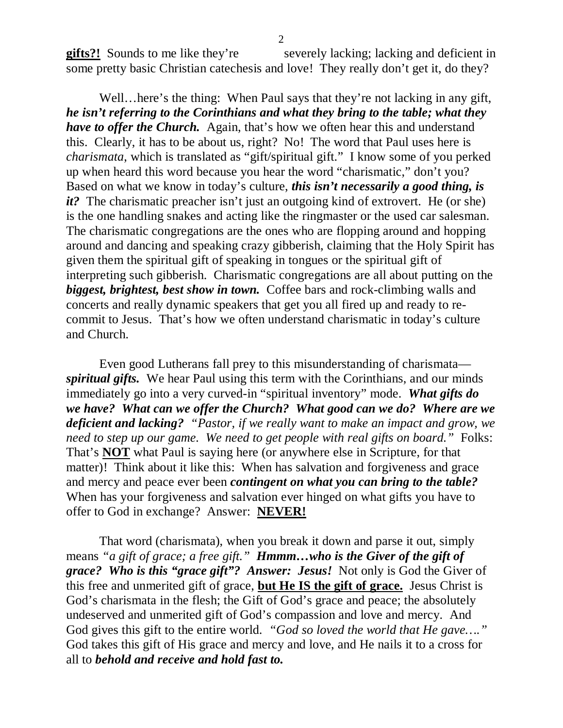**gifts?!** Sounds to me like they're severely lacking; lacking and deficient in some pretty basic Christian catechesis and love! They really don't get it, do they?

Well…here's the thing: When Paul says that they're not lacking in any gift, ***he isn't referring to the Corinthians and what they bring to the table; what they have to offer the Church.*** Again, that's how we often hear this and understand this. Clearly, it has to be about us, right? No! The word that Paul uses here is *charismata*, which is translated as "gift/spiritual gift." I know some of you perked up when heard this word because you hear the word "charismatic," don't you? Based on what we know in today's culture, ***this isn't necessarily a good thing, is it?*** The charismatic preacher isn't just an outgoing kind of extrovert. He (or she) is the one handling snakes and acting like the ringmaster or the used car salesman. The charismatic congregations are the ones who are flopping around and hopping around and dancing and speaking crazy gibberish, claiming that the Holy Spirit has given them the spiritual gift of speaking in tongues or the spiritual gift of interpreting such gibberish. Charismatic congregations are all about putting on the ***biggest, brightest, best show in town.*** Coffee bars and rock-climbing walls and concerts and really dynamic speakers that get you all fired up and ready to re-commit to Jesus. That's how we often understand charismatic in today's culture and Church.

Even good Lutherans fall prey to this misunderstanding of charismata—***spiritual gifts.*** We hear Paul using this term with the Corinthians, and our minds immediately go into a very curved-in "spiritual inventory" mode. ***What gifts do we have? What can we offer the Church? What good can we do? Where are we deficient and lacking?*** *"Pastor, if we really want to make an impact and grow, we need to step up our game. We need to get people with real gifts on board."* Folks: That's <u>**NOT**</u> what Paul is saying here (or anywhere else in Scripture, for that matter)! Think about it like this: When has salvation and forgiveness and grace and mercy and peace ever been ***contingent on what you can bring to the table?*** When has your forgiveness and salvation ever hinged on what gifts you have to offer to God in exchange? Answer: <u>**NEVER!**</u>

That word (charismata), when you break it down and parse it out, simply means *"a gift of grace; a free gift."* ***Hmmm…who is the Giver of the gift of grace? Who is this "grace gift"? Answer: Jesus!*** Not only is God the Giver of this free and unmerited gift of grace, <u>**but He IS the gift of grace.**</u> Jesus Christ is God's charismata in the flesh; the Gift of God's grace and peace; the absolutely undeserved and unmerited gift of God's compassion and love and mercy. And God gives this gift to the entire world. *"God so loved the world that He gave…."* God takes this gift of His grace and mercy and love, and He nails it to a cross for all to ***behold and receive and hold fast to.***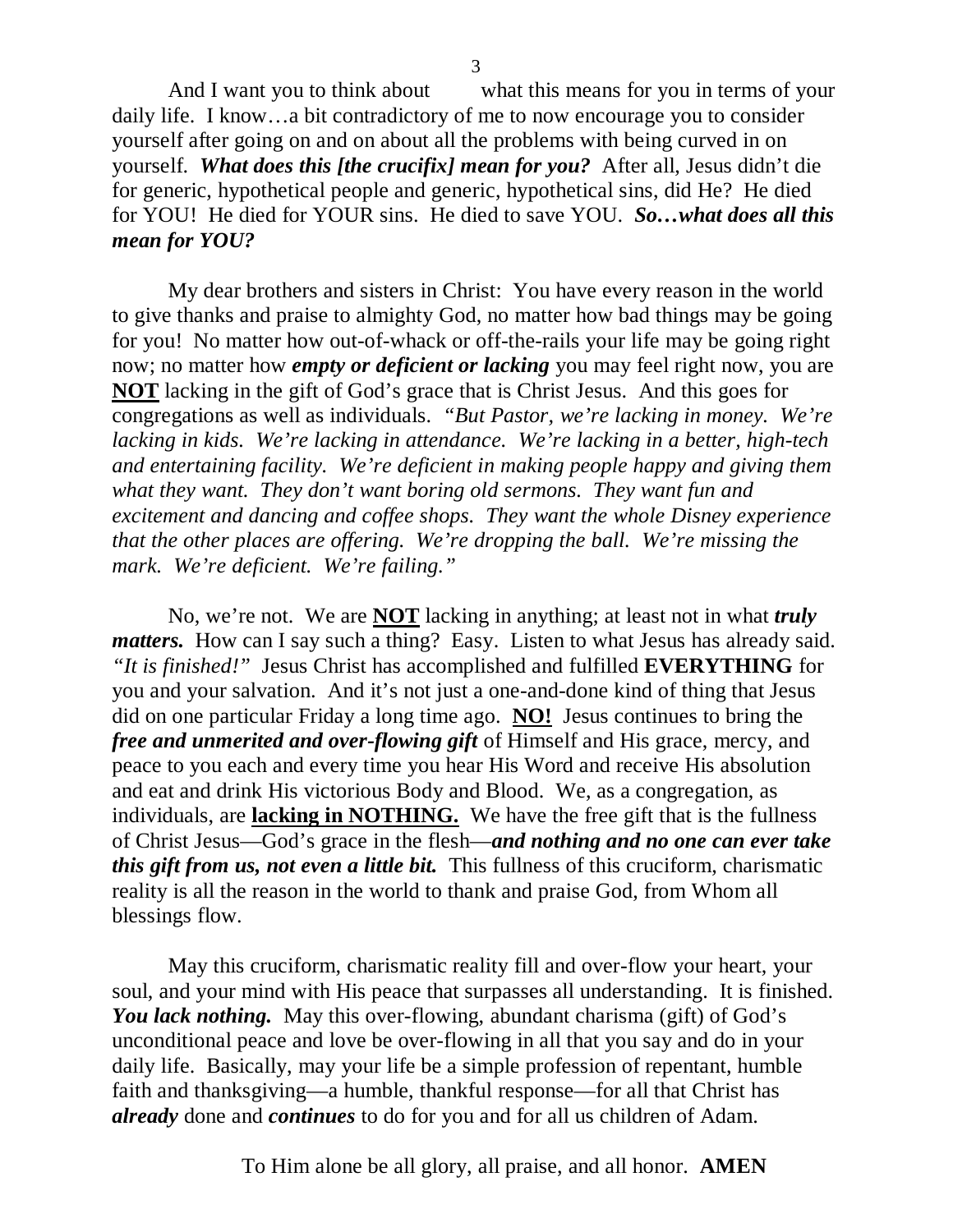And I want you to think about what this means for you in terms of your daily life. I know…a bit contradictory of me to now encourage you to consider yourself after going on and on about all the problems with being curved in on yourself. ***What does this [the crucifix] mean for you?*** After all, Jesus didn't die for generic, hypothetical people and generic, hypothetical sins, did He? He died for YOU! He died for YOUR sins. He died to save YOU. ***So…what does all this mean for YOU?***

My dear brothers and sisters in Christ: You have every reason in the world to give thanks and praise to almighty God, no matter how bad things may be going for you! No matter how out-of-whack or off-the-rails your life may be going right now; no matter how ***empty or deficient or lacking*** you may feel right now, you are <u>**NOT**</u> lacking in the gift of God's grace that is Christ Jesus. And this goes for congregations as well as individuals. *"But Pastor, we're lacking in money. We're lacking in kids. We're lacking in attendance. We're lacking in a better, high-tech and entertaining facility. We're deficient in making people happy and giving them what they want. They don't want boring old sermons. They want fun and excitement and dancing and coffee shops. They want the whole Disney experience that the other places are offering. We're dropping the ball. We're missing the mark. We're deficient. We're failing."*

No, we're not. We are <u>**NOT**</u> lacking in anything; at least not in what ***truly matters.*** How can I say such a thing? Easy. Listen to what Jesus has already said. *"It is finished!"* Jesus Christ has accomplished and fulfilled **EVERYTHING** for you and your salvation. And it's not just a one-and-done kind of thing that Jesus did on one particular Friday a long time ago. <u>**NO!**</u> Jesus continues to bring the ***free and unmerited and over-flowing gift*** of Himself and His grace, mercy, and peace to you each and every time you hear His Word and receive His absolution and eat and drink His victorious Body and Blood. We, as a congregation, as individuals, are <u>**lacking in NOTHING.**</u> We have the free gift that is the fullness of Christ Jesus—God's grace in the flesh—***and nothing and no one can ever take this gift from us, not even a little bit.*** This fullness of this cruciform, charismatic reality is all the reason in the world to thank and praise God, from Whom all blessings flow.

May this cruciform, charismatic reality fill and over-flow your heart, your soul, and your mind with His peace that surpasses all understanding. It is finished. ***You lack nothing.*** May this over-flowing, abundant charisma (gift) of God's unconditional peace and love be over-flowing in all that you say and do in your daily life. Basically, may your life be a simple profession of repentant, humble faith and thanksgiving—a humble, thankful response—for all that Christ has ***already*** done and ***continues*** to do for you and for all us children of Adam.

To Him alone be all glory, all praise, and all honor. **AMEN**